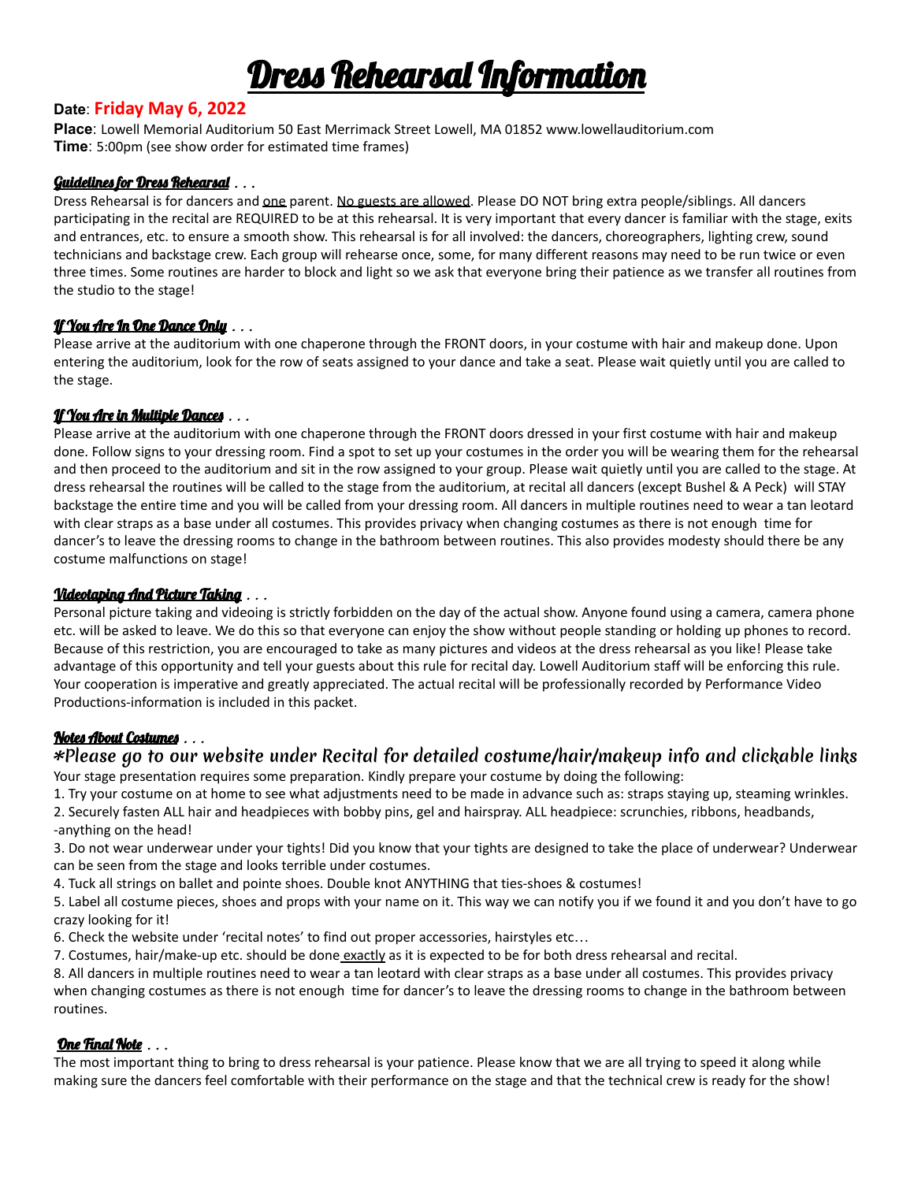# Dress Rehearsal Information

**Date**: **Friday May 6, 2022**
**Place**: Lowell Memorial Auditorium 50 East Merrimack Street Lowell, MA 01852 www.lowellauditorium.com
**Time**: 5:00pm (see show order for estimated time frames)

### Guidelines for Dress Rehearsal . . .

Dress Rehearsal is for dancers and one parent. No guests are allowed. Please DO NOT bring extra people/siblings. All dancers participating in the recital are REQUIRED to be at this rehearsal. It is very important that every dancer is familiar with the stage, exits and entrances, etc. to ensure a smooth show. This rehearsal is for all involved: the dancers, choreographers, lighting crew, sound technicians and backstage crew. Each group will rehearse once, some, for many different reasons may need to be run twice or even three times. Some routines are harder to block and light so we ask that everyone bring their patience as we transfer all routines from the studio to the stage!

### If You Are In One Dance Only . . .

Please arrive at the auditorium with one chaperone through the FRONT doors, in your costume with hair and makeup done. Upon entering the auditorium, look for the row of seats assigned to your dance and take a seat. Please wait quietly until you are called to the stage.

### If You Are in Multiple Dances . . .

Please arrive at the auditorium with one chaperone through the FRONT doors dressed in your first costume with hair and makeup done. Follow signs to your dressing room. Find a spot to set up your costumes in the order you will be wearing them for the rehearsal and then proceed to the auditorium and sit in the row assigned to your group. Please wait quietly until you are called to the stage. At dress rehearsal the routines will be called to the stage from the auditorium, at recital all dancers (except Bushel & A Peck) will STAY backstage the entire time and you will be called from your dressing room. All dancers in multiple routines need to wear a tan leotard with clear straps as a base under all costumes. This provides privacy when changing costumes as there is not enough time for dancer's to leave the dressing rooms to change in the bathroom between routines. This also provides modesty should there be any costume malfunctions on stage!

### Videotaping And Picture Taking . . .

Personal picture taking and videoing is strictly forbidden on the day of the actual show. Anyone found using a camera, camera phone etc. will be asked to leave. We do this so that everyone can enjoy the show without people standing or holding up phones to record. Because of this restriction, you are encouraged to take as many pictures and videos at the dress rehearsal as you like! Please take advantage of this opportunity and tell your guests about this rule for recital day. Lowell Auditorium staff will be enforcing this rule. Your cooperation is imperative and greatly appreciated. The actual recital will be professionally recorded by Performance Video Productions-information is included in this packet.

### Notes About Costumes . . .

**\*Please go to our website under Recital for detailed costume/hair/makeup info and clickable links**

Your stage presentation requires some preparation. Kindly prepare your costume by doing the following:

1. Try your costume on at home to see what adjustments need to be made in advance such as: straps staying up, steaming wrinkles.
2. Securely fasten ALL hair and headpieces with bobby pins, gel and hairspray. ALL headpiece: scrunchies, ribbons, headbands, -anything on the head!
3. Do not wear underwear under your tights! Did you know that your tights are designed to take the place of underwear? Underwear can be seen from the stage and looks terrible under costumes.
4. Tuck all strings on ballet and pointe shoes. Double knot ANYTHING that ties-shoes & costumes!
5. Label all costume pieces, shoes and props with your name on it. This way we can notify you if we found it and you don't have to go crazy looking for it!
6. Check the website under 'recital notes' to find out proper accessories, hairstyles etc…
7. Costumes, hair/make-up etc. should be done exactly as it is expected to be for both dress rehearsal and recital.
8. All dancers in multiple routines need to wear a tan leotard with clear straps as a base under all costumes. This provides privacy when changing costumes as there is not enough time for dancer's to leave the dressing rooms to change in the bathroom between routines.

### One Final Note . . .

The most important thing to bring to dress rehearsal is your patience. Please know that we are all trying to speed it along while making sure the dancers feel comfortable with their performance on the stage and that the technical crew is ready for the show!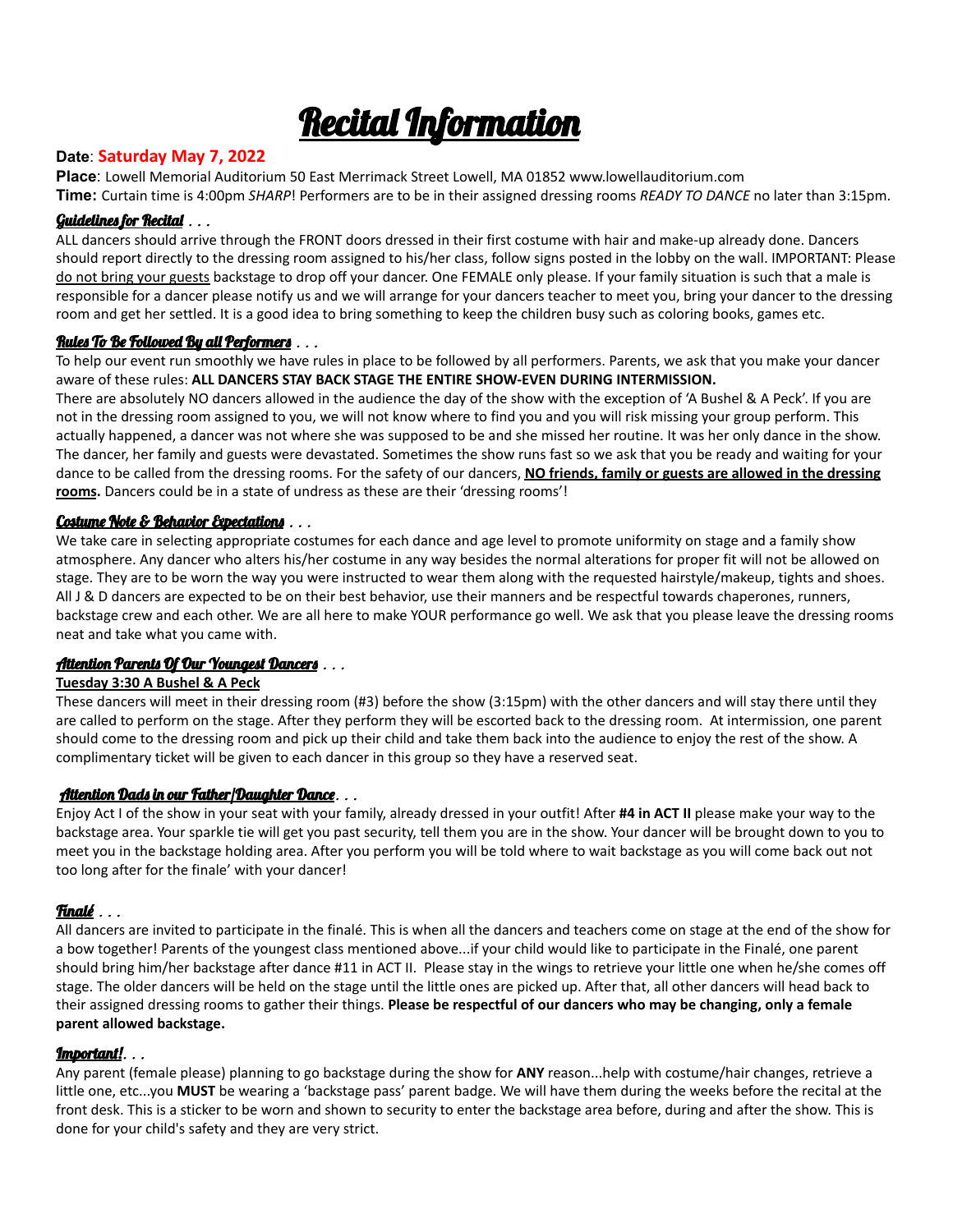# Recital Information

**Date**: **Saturday May 7, 2022**

**Place**: Lowell Memorial Auditorium 50 East Merrimack Street Lowell, MA 01852 www.lowellauditorium.com

**Time:** Curtain time is 4:00pm *SHARP*! Performers are to be in their assigned dressing rooms *READY TO DANCE* no later than 3:15pm.

## Guidelines for Recital . . .

ALL dancers should arrive through the FRONT doors dressed in their first costume with hair and make-up already done. Dancers should report directly to the dressing room assigned to his/her class, follow signs posted in the lobby on the wall. IMPORTANT: Please do not bring your guests backstage to drop off your dancer. One FEMALE only please. If your family situation is such that a male is responsible for a dancer please notify us and we will arrange for your dancers teacher to meet you, bring your dancer to the dressing room and get her settled. It is a good idea to bring something to keep the children busy such as coloring books, games etc.

## Rules To Be Followed By all Performers . . .

To help our event run smoothly we have rules in place to be followed by all performers. Parents, we ask that you make your dancer aware of these rules: **ALL DANCERS STAY BACK STAGE THE ENTIRE SHOW-EVEN DURING INTERMISSION.**

There are absolutely NO dancers allowed in the audience the day of the show with the exception of 'A Bushel & A Peck'. If you are not in the dressing room assigned to you, we will not know where to find you and you will risk missing your group perform. This actually happened, a dancer was not where she was supposed to be and she missed her routine. It was her only dance in the show. The dancer, her family and guests were devastated. Sometimes the show runs fast so we ask that you be ready and waiting for your dance to be called from the dressing rooms. For the safety of our dancers, **NO friends, family or guests are allowed in the dressing rooms.** Dancers could be in a state of undress as these are their 'dressing rooms'!

## Costume Note & Behavior Expectations . . .

We take care in selecting appropriate costumes for each dance and age level to promote uniformity on stage and a family show atmosphere. Any dancer who alters his/her costume in any way besides the normal alterations for proper fit will not be allowed on stage. They are to be worn the way you were instructed to wear them along with the requested hairstyle/makeup, tights and shoes. All J & D dancers are expected to be on their best behavior, use their manners and be respectful towards chaperones, runners, backstage crew and each other. We are all here to make YOUR performance go well. We ask that you please leave the dressing rooms neat and take what you came with.

## Attention Parents Of Our Youngest Dancers . . .

**Tuesday 3:30 A Bushel & A Peck**

These dancers will meet in their dressing room (#3) before the show (3:15pm) with the other dancers and will stay there until they are called to perform on the stage. After they perform they will be escorted back to the dressing room. At intermission, one parent should come to the dressing room and pick up their child and take them back into the audience to enjoy the rest of the show. A complimentary ticket will be given to each dancer in this group so they have a reserved seat.

## Attention Dads in our Father/Daughter Dance. . .

Enjoy Act I of the show in your seat with your family, already dressed in your outfit! After **#4 in ACT II** please make your way to the backstage area. Your sparkle tie will get you past security, tell them you are in the show. Your dancer will be brought down to you to meet you in the backstage holding area. After you perform you will be told where to wait backstage as you will come back out not too long after for the finale' with your dancer!

## Finalé . . .

All dancers are invited to participate in the finalé. This is when all the dancers and teachers come on stage at the end of the show for a bow together! Parents of the youngest class mentioned above...if your child would like to participate in the Finalé, one parent should bring him/her backstage after dance #11 in ACT II. Please stay in the wings to retrieve your little one when he/she comes off stage. The older dancers will be held on the stage until the little ones are picked up. After that, all other dancers will head back to their assigned dressing rooms to gather their things. **Please be respectful of our dancers who may be changing, only a female parent allowed backstage.**

## Important!. . .

Any parent (female please) planning to go backstage during the show for **ANY** reason...help with costume/hair changes, retrieve a little one, etc...you **MUST** be wearing a 'backstage pass' parent badge. We will have them during the weeks before the recital at the front desk. This is a sticker to be worn and shown to security to enter the backstage area before, during and after the show. This is done for your child's safety and they are very strict.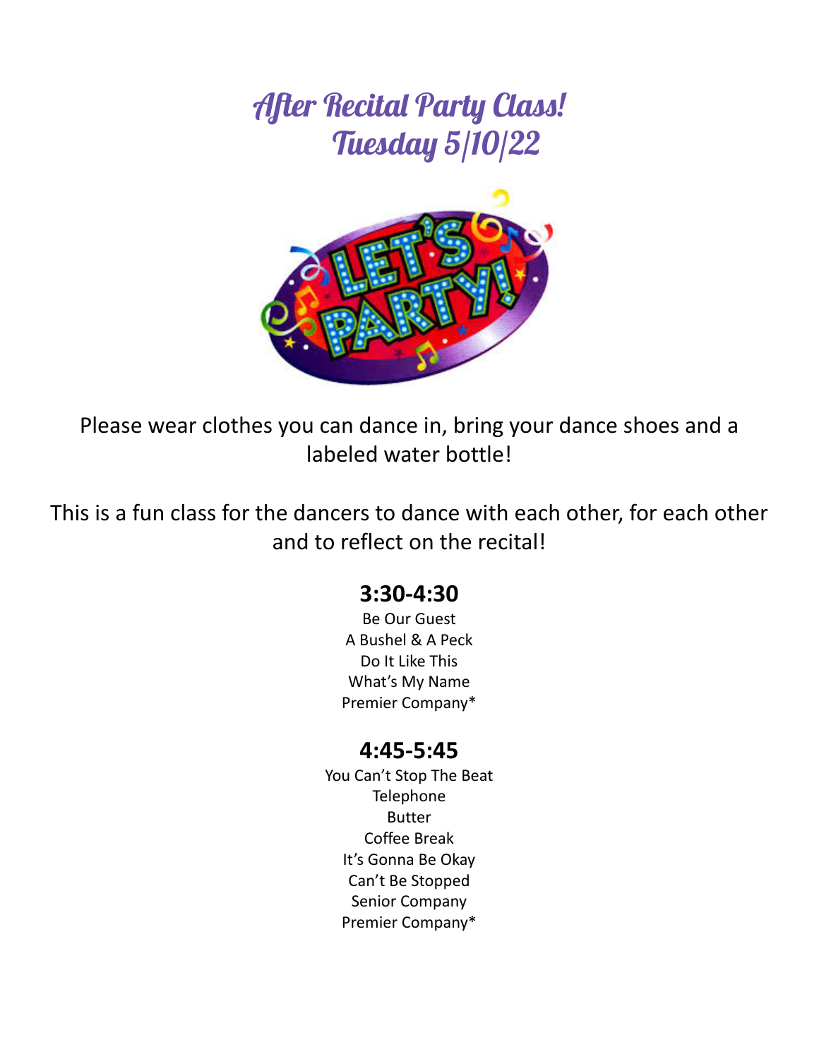# After Recital Party Class!
# Tuesday 5/10/22

Please wear clothes you can dance in, bring your dance shoes and a labeled water bottle!

This is a fun class for the dancers to dance with each other, for each other and to reflect on the recital!

### 3:30-4:30

Be Our Guest
A Bushel & A Peck
Do It Like This
What's My Name
Premier Company*

### 4:45-5:45

You Can't Stop The Beat
Telephone
Butter
Coffee Break
It's Gonna Be Okay
Can't Be Stopped
Senior Company
Premier Company*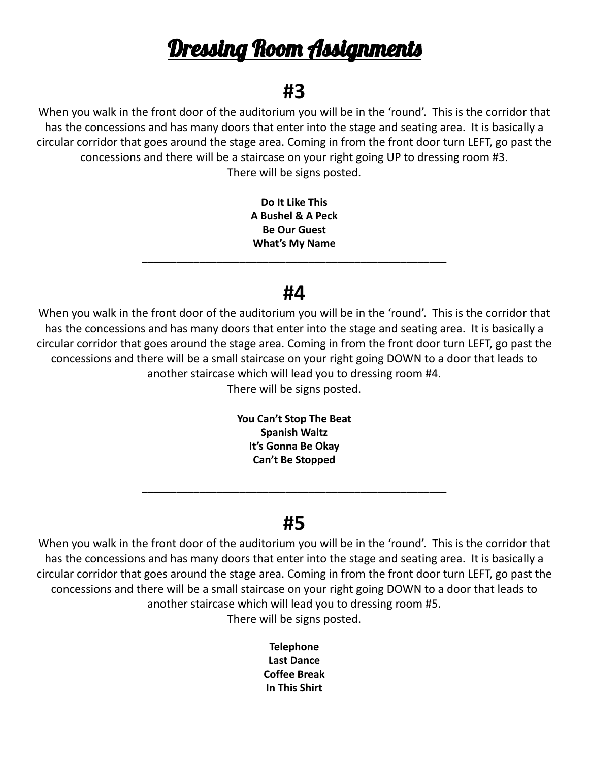# Dressing Room Assignments

## #3

When you walk in the front door of the auditorium you will be in the 'round'. This is the corridor that has the concessions and has many doors that enter into the stage and seating area. It is basically a circular corridor that goes around the stage area. Coming in from the front door turn LEFT, go past the concessions and there will be a staircase on your right going UP to dressing room #3.
There will be signs posted.

**Do It Like This**
**A Bushel & A Peck**
**Be Our Guest**
**What's My Name**

---

## #4

When you walk in the front door of the auditorium you will be in the 'round'. This is the corridor that has the concessions and has many doors that enter into the stage and seating area. It is basically a circular corridor that goes around the stage area. Coming in from the front door turn LEFT, go past the concessions and there will be a small staircase on your right going DOWN to a door that leads to another staircase which will lead you to dressing room #4.
There will be signs posted.

**You Can't Stop The Beat**
**Spanish Waltz**
**It's Gonna Be Okay**
**Can't Be Stopped**

---

## #5

When you walk in the front door of the auditorium you will be in the 'round'. This is the corridor that has the concessions and has many doors that enter into the stage and seating area. It is basically a circular corridor that goes around the stage area. Coming in from the front door turn LEFT, go past the concessions and there will be a small staircase on your right going DOWN to a door that leads to another staircase which will lead you to dressing room #5.
There will be signs posted.

**Telephone**
**Last Dance**
**Coffee Break**
**In This Shirt**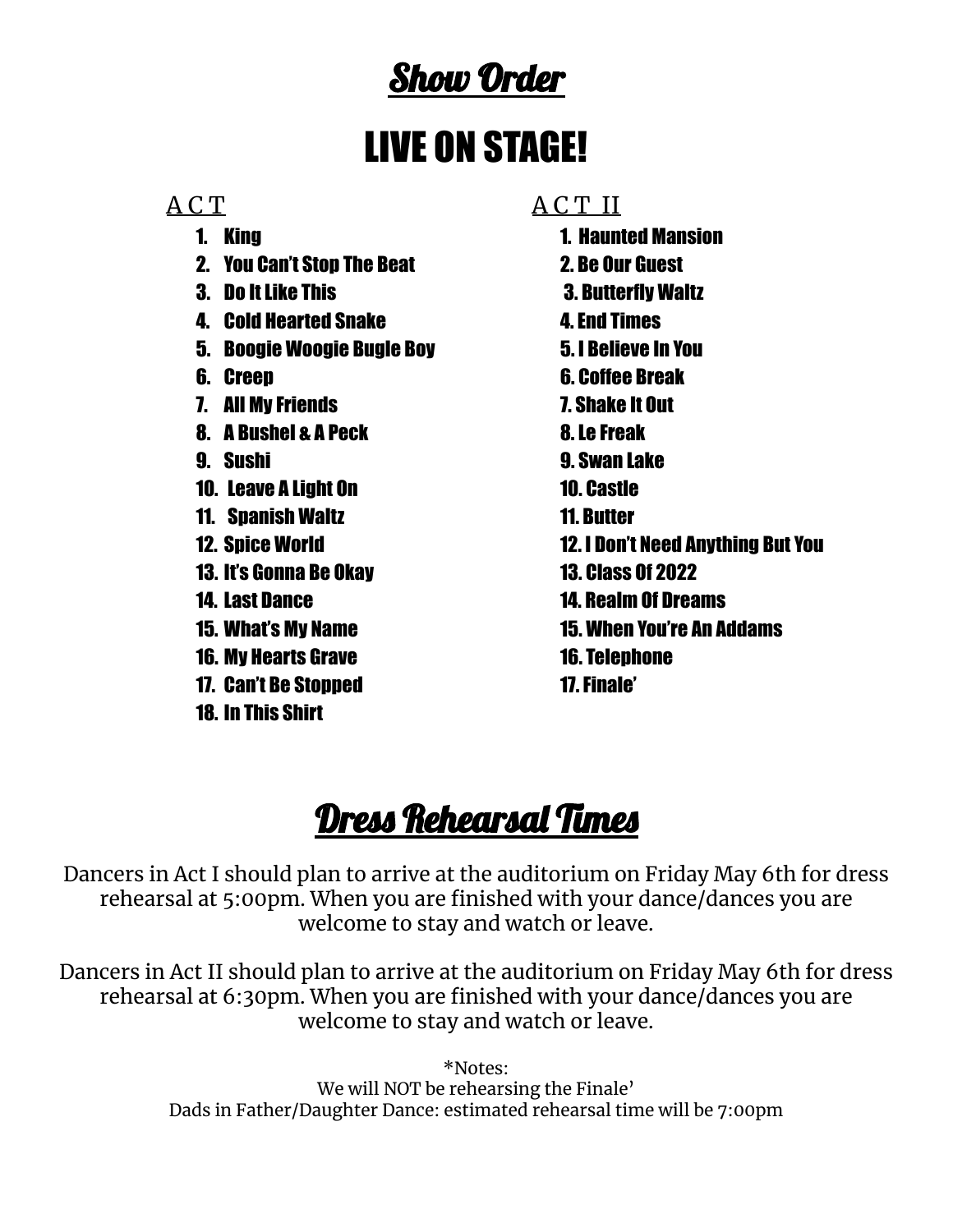# Show Order

# LIVE ON STAGE!

## ACT

1. King
2. You Can't Stop The Beat
3. Do It Like This
4. Cold Hearted Snake
5. Boogie Woogie Bugle Boy
6. Creep
7. All My Friends
8. A Bushel & A Peck
9. Sushi
10. Leave A Light On
11. Spanish Waltz
12. Spice World
13. It's Gonna Be Okay
14. Last Dance
15. What's My Name
16. My Hearts Grave
17. Can't Be Stopped
18. In This Shirt

## ACT II

1. Haunted Mansion
2. Be Our Guest
3. Butterfly Waltz
4. End Times
5. I Believe In You
6. Coffee Break
7. Shake It Out
8. Le Freak
9. Swan Lake
10. Castle
11. Butter
12. I Don't Need Anything But You
13. Class Of 2022
14. Realm Of Dreams
15. When You're An Addams
16. Telephone
17. Finale'

# Dress Rehearsal Times

Dancers in Act I should plan to arrive at the auditorium on Friday May 6th for dress rehearsal at 5:00pm. When you are finished with your dance/dances you are welcome to stay and watch or leave.

Dancers in Act II should plan to arrive at the auditorium on Friday May 6th for dress rehearsal at 6:30pm. When you are finished with your dance/dances you are welcome to stay and watch or leave.

*Notes:
We will NOT be rehearsing the Finale'
Dads in Father/Daughter Dance: estimated rehearsal time will be 7:00pm